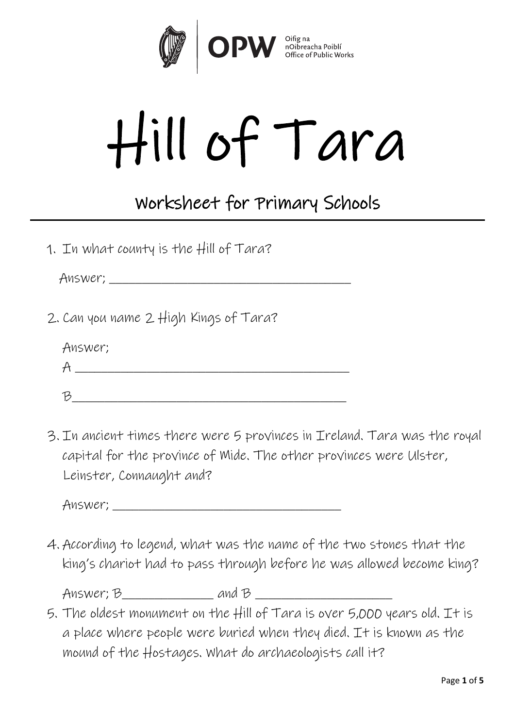Oifig na nOibreacha Poiblí
Office of Public Works

# Hill of Tara

## Worksheet for Primary Schools

1. In what county is the Hill of Tara?

   Answer; ______________________________________

2. Can you name 2 High Kings of Tara?

   Answer;
   A ______________________________________

   B______________________________________

3. In ancient times there were 5 provinces in Ireland. Tara was the royal capital for the province of Mide. The other provinces were Ulster, Leinster, Connaught and?

   Answer; ______________________________________

4. According to legend, what was the name of the two stones that the king's chariot had to pass through before he was allowed become king?

   Answer; B______________ and B _____________________

5. The oldest monument on the Hill of Tara is over 5,000 years old. It is a place where people were buried when they died. It is known as the mound of the Hostages. What do archaeologists call it?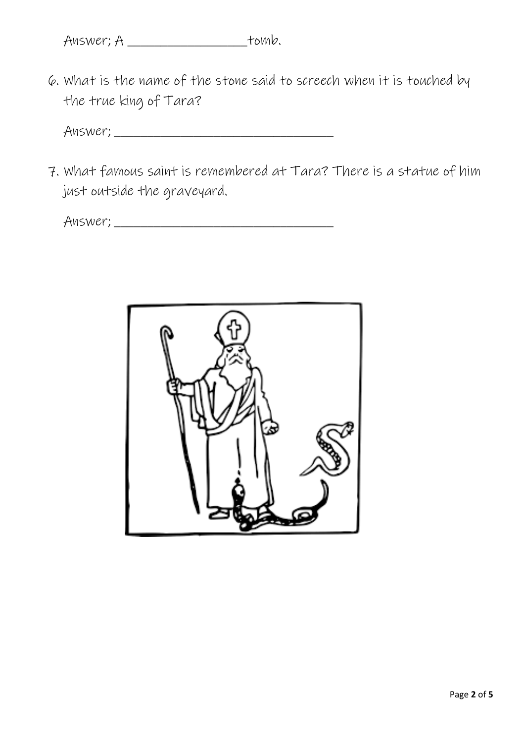Answer; A ________________tomb.

6. What is the name of the stone said to screech when it is touched by the true king of Tara?

   Answer; ________________________________

7. What famous saint is remembered at Tara? There is a statue of him just outside the graveyard.

   Answer; ________________________________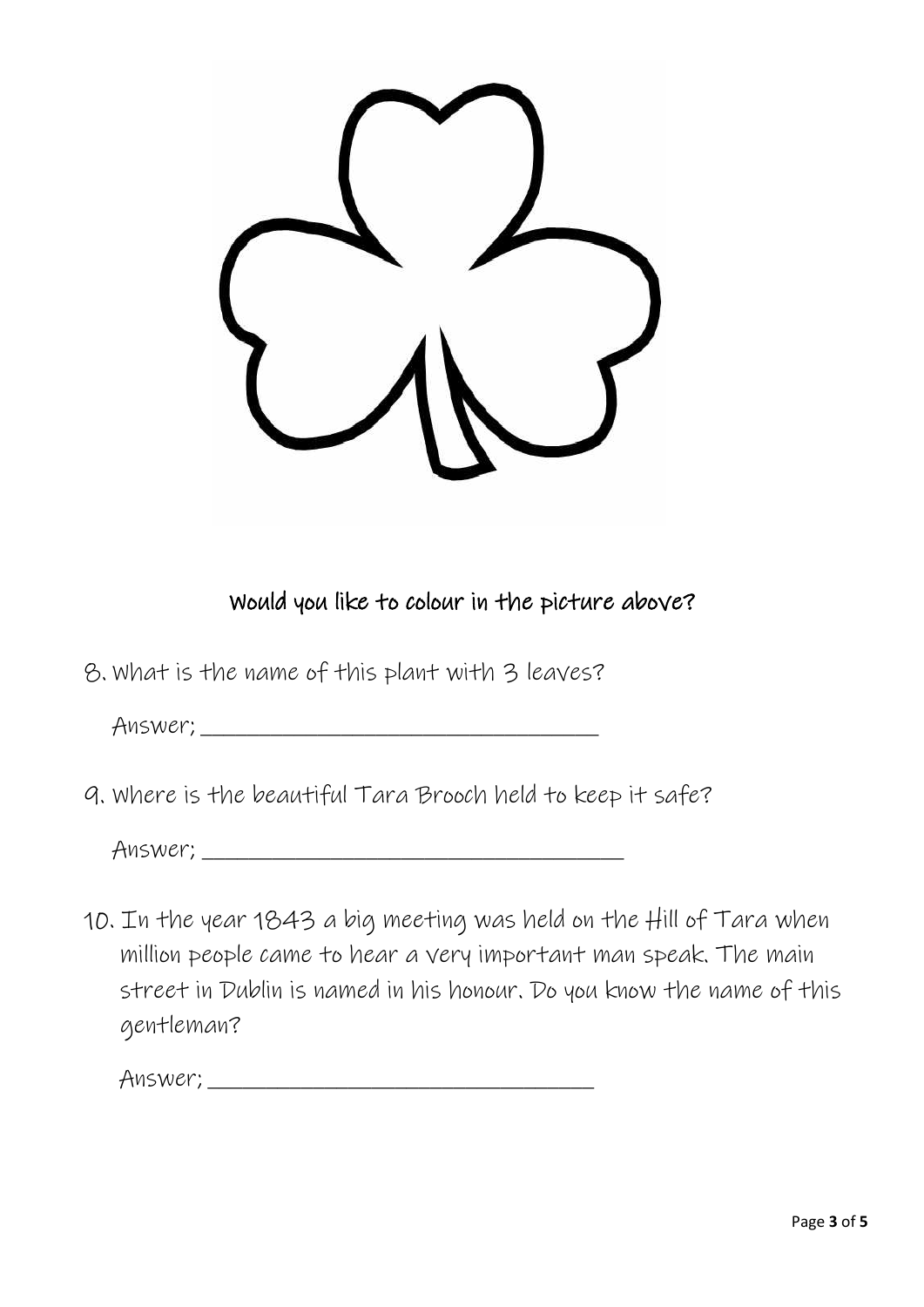**Would you like to colour in the picture above?**

8. What is the name of this plant with 3 leaves?

   Answer; ___________________________________

9. Where is the beautiful Tara Brooch held to keep it safe?

   Answer; _____________________________________

10. In the year 1843 a big meeting was held on the Hill of Tara when million people came to hear a very important man speak. The main street in Dublin is named in his honour. Do you know the name of this gentleman?

    Answer; __________________________________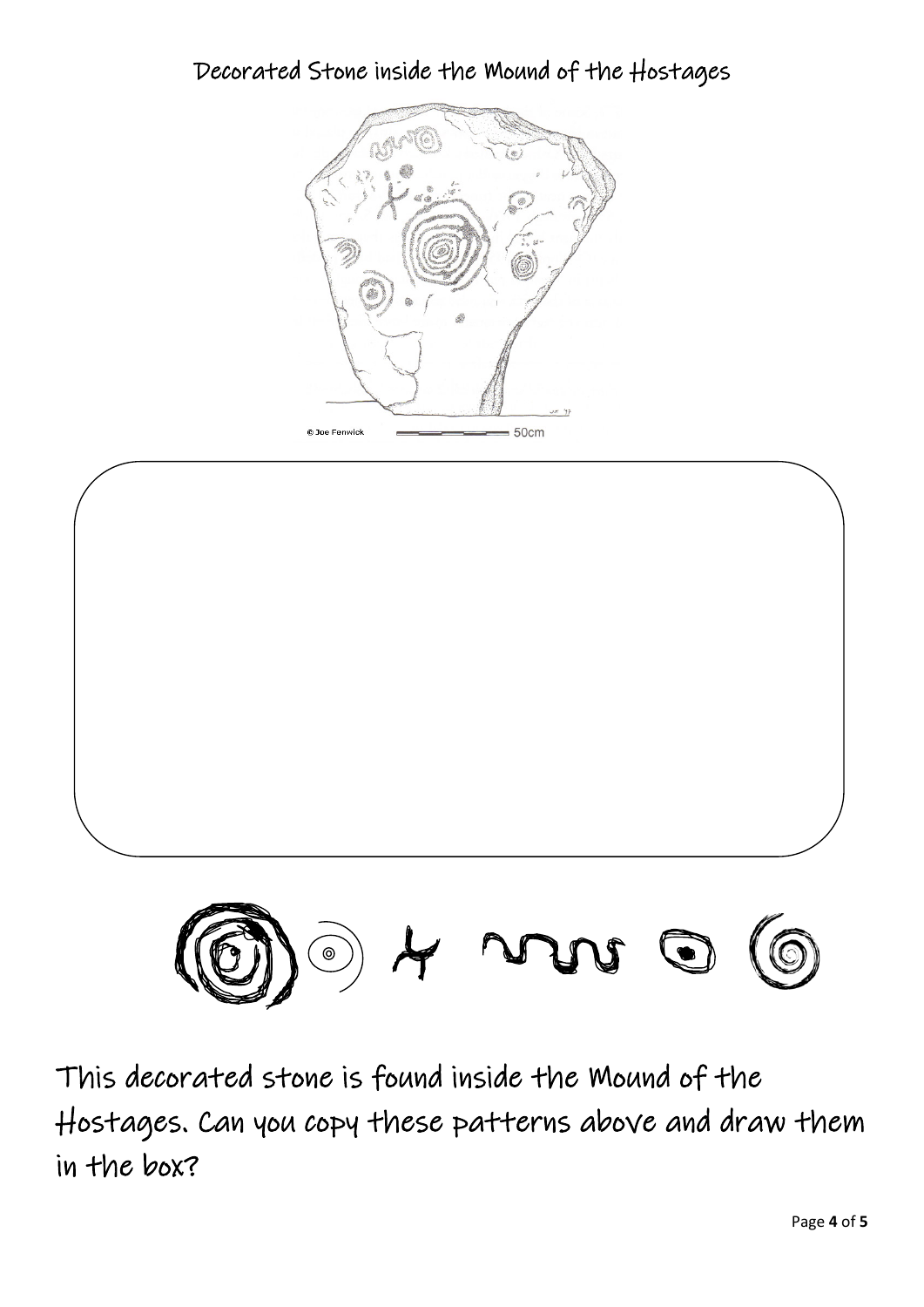# Decorated Stone inside the Mound of the Hostages

© Joe Fenwick 50cm

This decorated stone is found inside the Mound of the Hostages. Can you copy these patterns above and draw them in the box?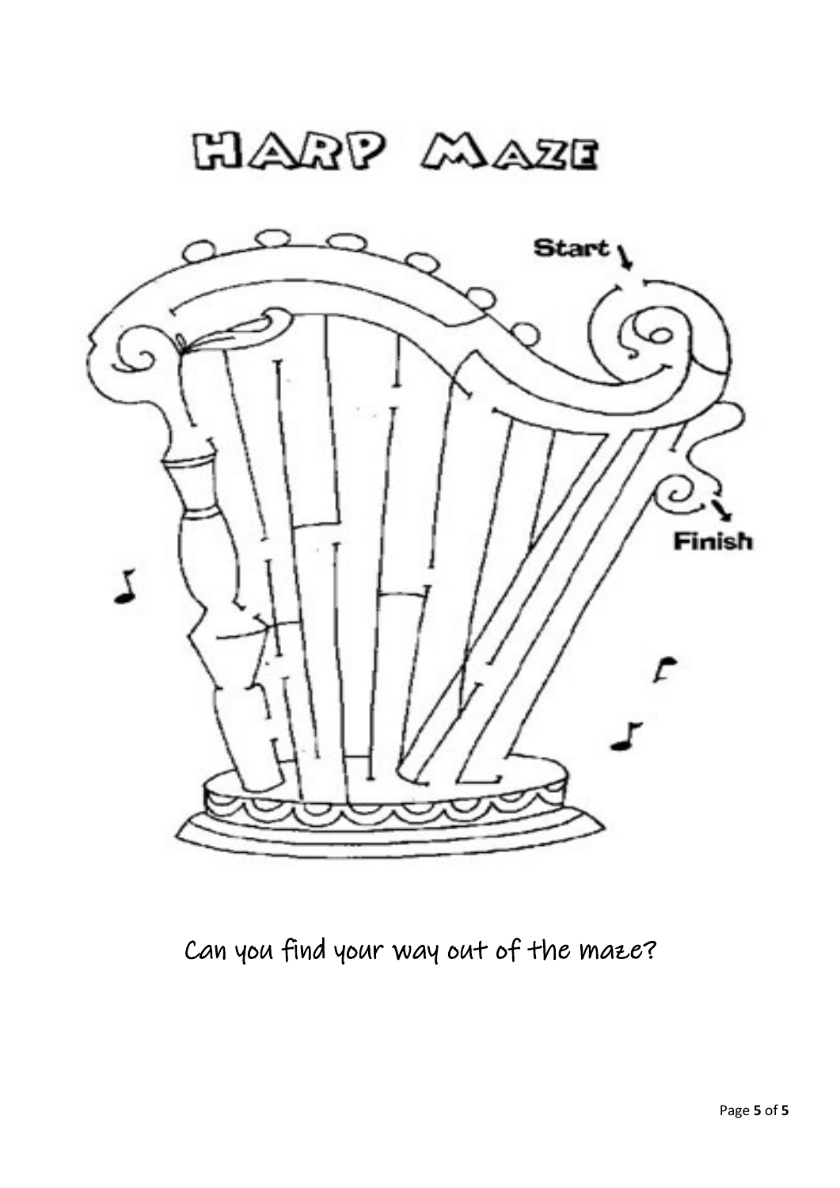# HARP MAZE

Start

Finish

Can you find your way out of the maze?